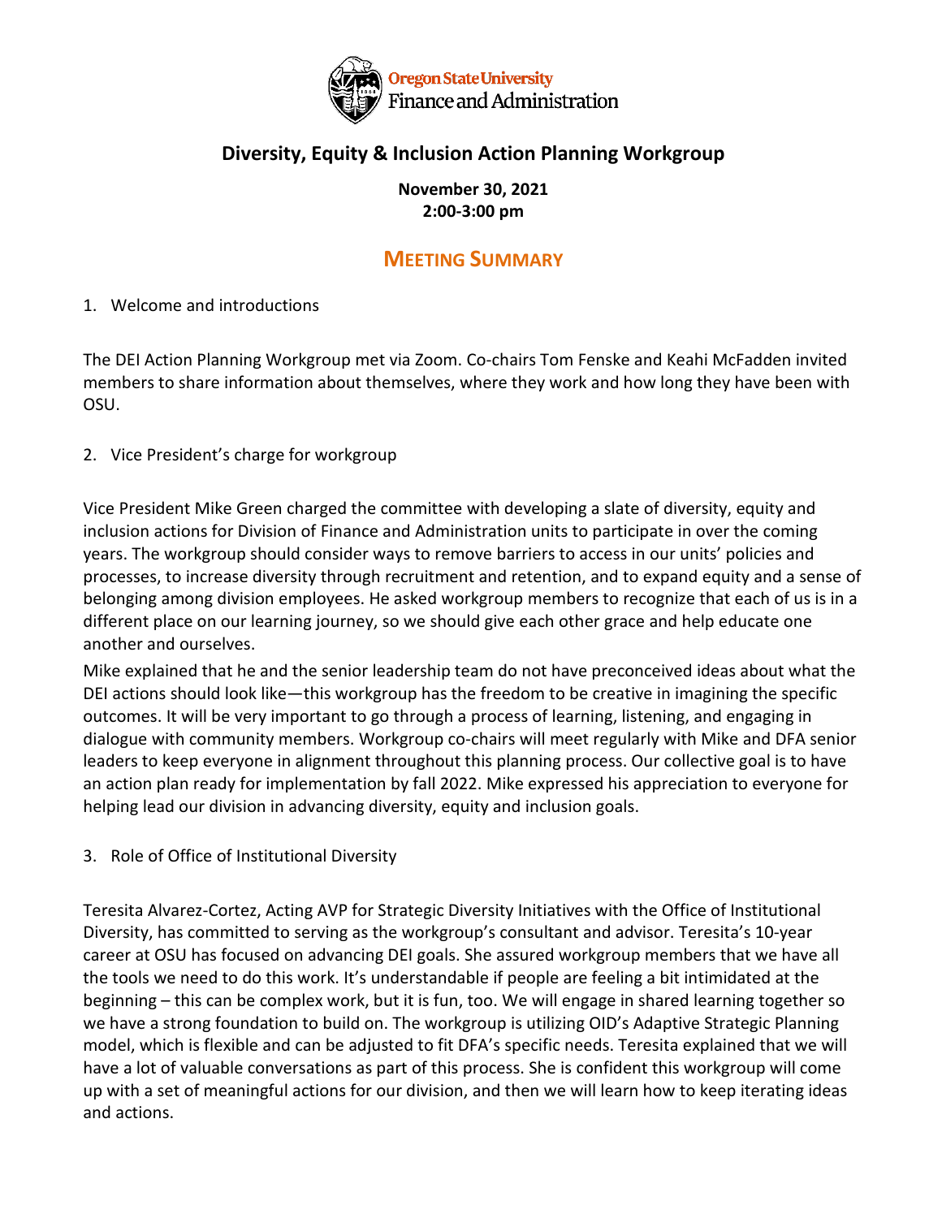Oregon State University
Finance and Administration

# Diversity, Equity & Inclusion Action Planning Workgroup

**November 30, 2021**
**2:00-3:00 pm**

## MEETING SUMMARY

1. Welcome and introductions

The DEI Action Planning Workgroup met via Zoom. Co-chairs Tom Fenske and Keahi McFadden invited members to share information about themselves, where they work and how long they have been with OSU.

2. Vice President's charge for workgroup

Vice President Mike Green charged the committee with developing a slate of diversity, equity and inclusion actions for Division of Finance and Administration units to participate in over the coming years. The workgroup should consider ways to remove barriers to access in our units' policies and processes, to increase diversity through recruitment and retention, and to expand equity and a sense of belonging among division employees. He asked workgroup members to recognize that each of us is in a different place on our learning journey, so we should give each other grace and help educate one another and ourselves.

Mike explained that he and the senior leadership team do not have preconceived ideas about what the DEI actions should look like—this workgroup has the freedom to be creative in imagining the specific outcomes. It will be very important to go through a process of learning, listening, and engaging in dialogue with community members. Workgroup co-chairs will meet regularly with Mike and DFA senior leaders to keep everyone in alignment throughout this planning process. Our collective goal is to have an action plan ready for implementation by fall 2022. Mike expressed his appreciation to everyone for helping lead our division in advancing diversity, equity and inclusion goals.

3. Role of Office of Institutional Diversity

Teresita Alvarez-Cortez, Acting AVP for Strategic Diversity Initiatives with the Office of Institutional Diversity, has committed to serving as the workgroup's consultant and advisor. Teresita's 10-year career at OSU has focused on advancing DEI goals. She assured workgroup members that we have all the tools we need to do this work. It's understandable if people are feeling a bit intimidated at the beginning – this can be complex work, but it is fun, too. We will engage in shared learning together so we have a strong foundation to build on. The workgroup is utilizing OID's Adaptive Strategic Planning model, which is flexible and can be adjusted to fit DFA's specific needs. Teresita explained that we will have a lot of valuable conversations as part of this process. She is confident this workgroup will come up with a set of meaningful actions for our division, and then we will learn how to keep iterating ideas and actions.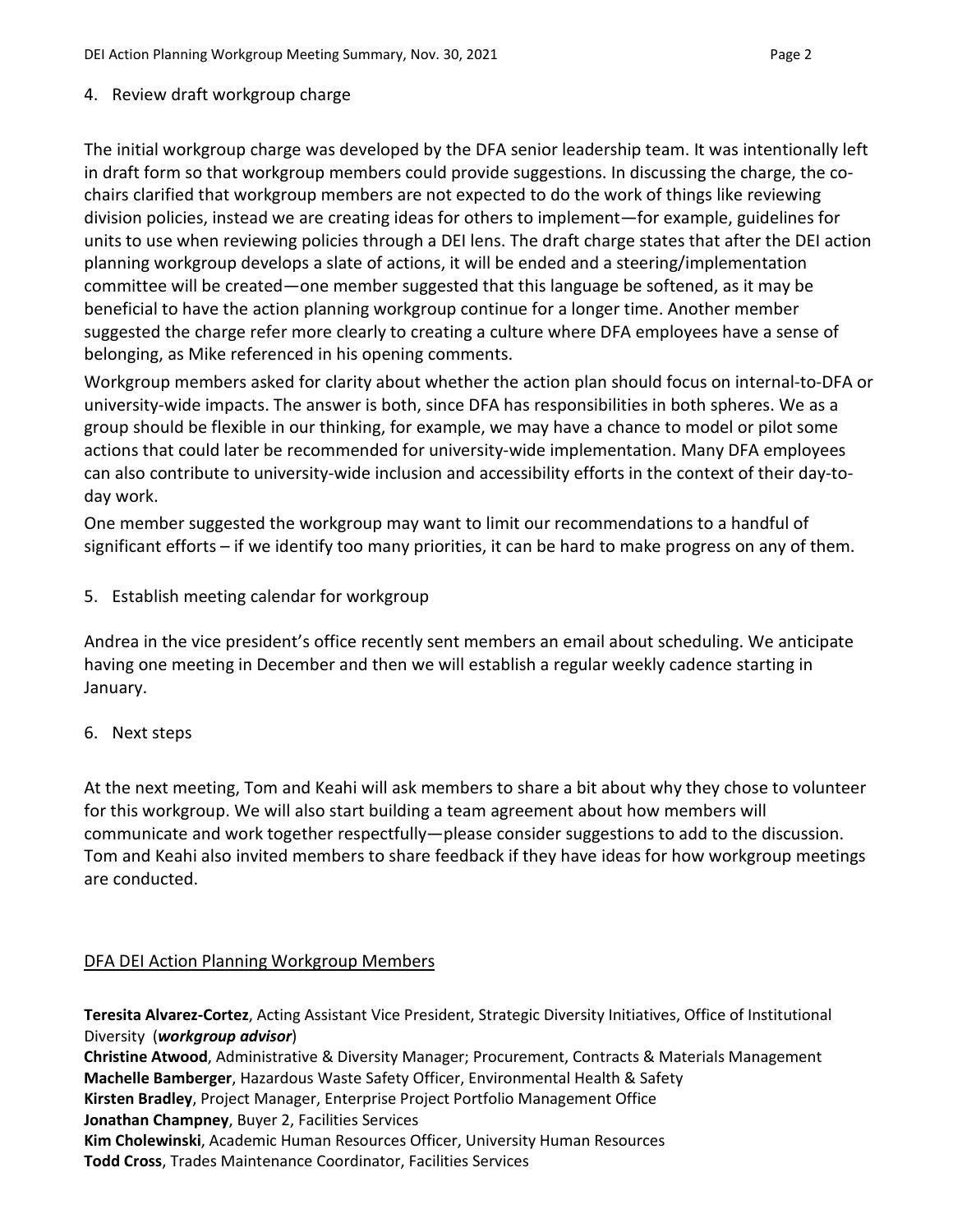4. Review draft workgroup charge

The initial workgroup charge was developed by the DFA senior leadership team. It was intentionally left in draft form so that workgroup members could provide suggestions. In discussing the charge, the co-chairs clarified that workgroup members are not expected to do the work of things like reviewing division policies, instead we are creating ideas for others to implement—for example, guidelines for units to use when reviewing policies through a DEI lens. The draft charge states that after the DEI action planning workgroup develops a slate of actions, it will be ended and a steering/implementation committee will be created—one member suggested that this language be softened, as it may be beneficial to have the action planning workgroup continue for a longer time. Another member suggested the charge refer more clearly to creating a culture where DFA employees have a sense of belonging, as Mike referenced in his opening comments.

Workgroup members asked for clarity about whether the action plan should focus on internal-to-DFA or university-wide impacts. The answer is both, since DFA has responsibilities in both spheres. We as a group should be flexible in our thinking, for example, we may have a chance to model or pilot some actions that could later be recommended for university-wide implementation. Many DFA employees can also contribute to university-wide inclusion and accessibility efforts in the context of their day-to-day work.

One member suggested the workgroup may want to limit our recommendations to a handful of significant efforts – if we identify too many priorities, it can be hard to make progress on any of them.

5. Establish meeting calendar for workgroup

Andrea in the vice president's office recently sent members an email about scheduling. We anticipate having one meeting in December and then we will establish a regular weekly cadence starting in January.

6. Next steps

At the next meeting, Tom and Keahi will ask members to share a bit about why they chose to volunteer for this workgroup. We will also start building a team agreement about how members will communicate and work together respectfully—please consider suggestions to add to the discussion. Tom and Keahi also invited members to share feedback if they have ideas for how workgroup meetings are conducted.

<u>DFA DEI Action Planning Workgroup Members</u>

**Teresita Alvarez-Cortez**, Acting Assistant Vice President, Strategic Diversity Initiatives, Office of Institutional Diversity (***workgroup advisor***)
**Christine Atwood**, Administrative & Diversity Manager; Procurement, Contracts & Materials Management
**Machelle Bamberger**, Hazardous Waste Safety Officer, Environmental Health & Safety
**Kirsten Bradley**, Project Manager, Enterprise Project Portfolio Management Office
**Jonathan Champney**, Buyer 2, Facilities Services
**Kim Cholewinski**, Academic Human Resources Officer, University Human Resources
**Todd Cross**, Trades Maintenance Coordinator, Facilities Services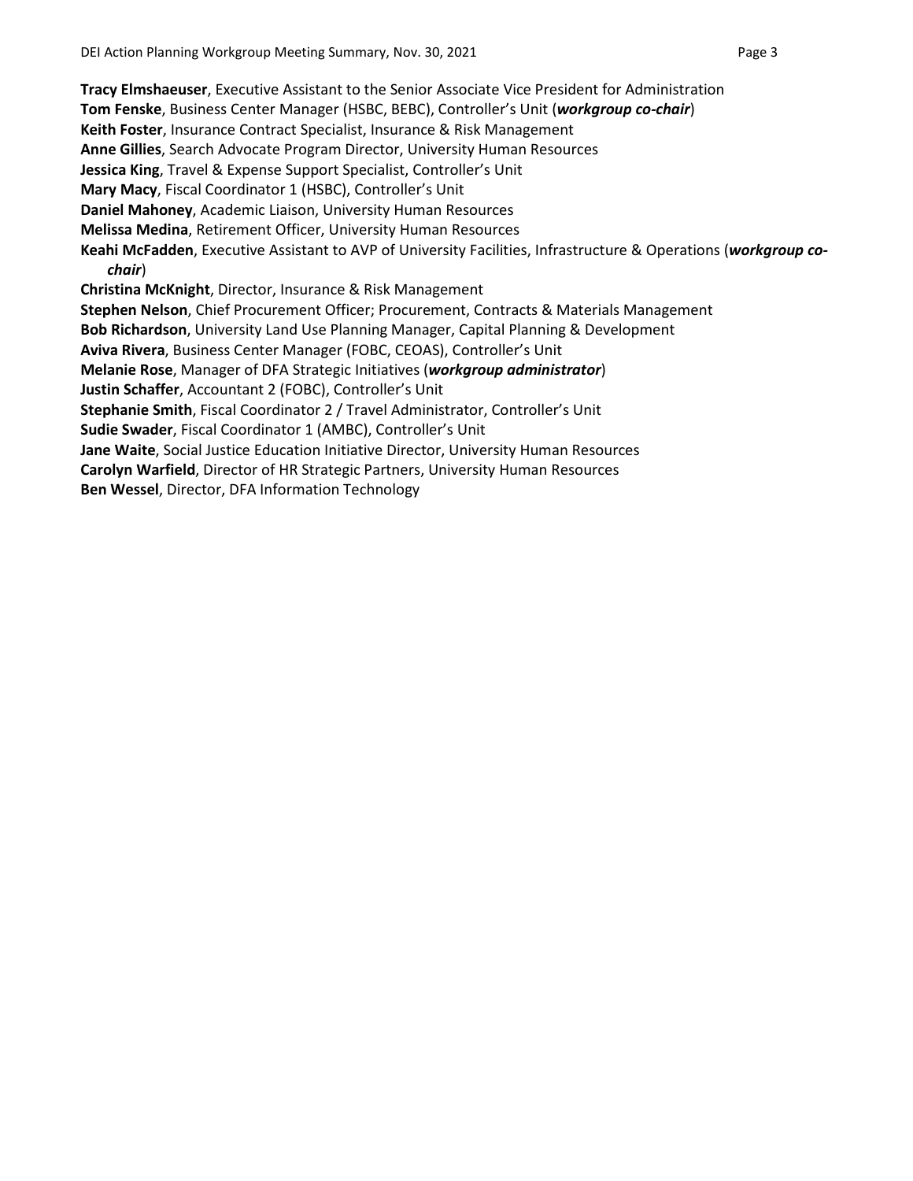**Tracy Elmshaeuser**, Executive Assistant to the Senior Associate Vice President for Administration
**Tom Fenske**, Business Center Manager (HSBC, BEBC), Controller's Unit (***workgroup co-chair***)
**Keith Foster**, Insurance Contract Specialist, Insurance & Risk Management
**Anne Gillies**, Search Advocate Program Director, University Human Resources
**Jessica King**, Travel & Expense Support Specialist, Controller's Unit
**Mary Macy**, Fiscal Coordinator 1 (HSBC), Controller's Unit
**Daniel Mahoney**, Academic Liaison, University Human Resources
**Melissa Medina**, Retirement Officer, University Human Resources
**Keahi McFadden**, Executive Assistant to AVP of University Facilities, Infrastructure & Operations (***workgroup co-chair***)
**Christina McKnight**, Director, Insurance & Risk Management
**Stephen Nelson**, Chief Procurement Officer; Procurement, Contracts & Materials Management
**Bob Richardson**, University Land Use Planning Manager, Capital Planning & Development
**Aviva Rivera**, Business Center Manager (FOBC, CEOAS), Controller's Unit
**Melanie Rose**, Manager of DFA Strategic Initiatives (***workgroup administrator***)
**Justin Schaffer**, Accountant 2 (FOBC), Controller's Unit
**Stephanie Smith**, Fiscal Coordinator 2 / Travel Administrator, Controller's Unit
**Sudie Swader**, Fiscal Coordinator 1 (AMBC), Controller's Unit
**Jane Waite**, Social Justice Education Initiative Director, University Human Resources
**Carolyn Warfield**, Director of HR Strategic Partners, University Human Resources
**Ben Wessel**, Director, DFA Information Technology